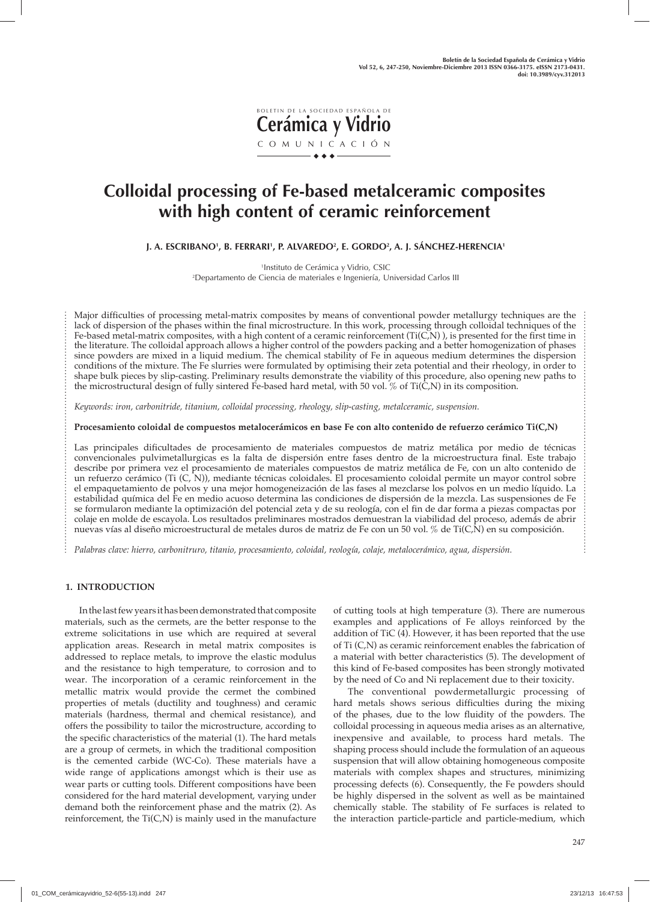# Colloidal processing of Fe-based metalceramic composites with high content of ceramic reinforcement

**J. A. ESCRIBANO[1], B. FERRARI[1], P. ALVAREDO[2], E. GORDO[2], A. J. SÁNCHEZ-HERENCIA[1]**

[1]Instituto de Cerámica y Vidrio, CSIC
[2]Departamento de Ciencia de materiales e Ingeniería, Universidad Carlos III

Major difficulties of processing metal-matrix composites by means of conventional powder metallurgy techniques are the lack of dispersion of the phases within the final microstructure. In this work, processing through colloidal techniques of the Fe-based metal-matrix composites, with a high content of a ceramic reinforcement (Ti(C,N) ), is presented for the first time in the literature. The colloidal approach allows a higher control of the powders packing and a better homogenization of phases since powders are mixed in a liquid medium. The chemical stability of Fe in aqueous medium determines the dispersion conditions of the mixture. The Fe slurries were formulated by optimising their zeta potential and their rheology, in order to shape bulk pieces by slip-casting. Preliminary results demonstrate the viability of this procedure, also opening new paths to the microstructural design of fully sintered Fe-based hard metal, with 50 vol. % of Ti(C,N) in its composition.

*Keywords: iron, carbonitride, titanium, colloidal processing, rheology, slip-casting, metalceramic, suspension.*

**Procesamiento coloidal de compuestos metalocerámicos en base Fe con alto contenido de refuerzo cerámico Ti(C,N)**

Las principales dificultades de procesamiento de materiales compuestos de matriz metálica por medio de técnicas convencionales pulvimetallurgicas es la falta de dispersión entre fases dentro de la microestructura final. Este trabajo describe por primera vez el procesamiento de materiales compuestos de matriz metálica de Fe, con un alto contenido de un refuerzo cerámico (Ti (C, N)), mediante técnicas coloidales. El procesamiento coloidal permite un mayor control sobre el empaquetamiento de polvos y una mejor homogeneización de las fases al mezclarse los polvos en un medio líquido. La estabilidad química del Fe en medio acuoso determina las condiciones de dispersión de la mezcla. Las suspensiones de Fe se formularon mediante la optimización del potencial zeta y de su reología, con el fin de dar forma a piezas compactas por colaje en molde de escayola. Los resultados preliminares mostrados demuestran la viabilidad del proceso, además de abrir nuevas vías al diseño microestructural de metales duros de matriz de Fe con un 50 vol. % de Ti(C,N) en su composición.

*Palabras clave: hierro, carbonitruro, titanio, procesamiento, coloidal, reología, colaje, metalocerámico, agua, dispersión.*

## 1. INTRODUCTION

In the last few years it has been demonstrated that composite materials, such as the cermets, are the better response to the extreme solicitations in use which are required at several application areas. Research in metal matrix composites is addressed to replace metals, to improve the elastic modulus and the resistance to high temperature, to corrosion and to wear. The incorporation of a ceramic reinforcement in the metallic matrix would provide the cermet the combined properties of metals (ductility and toughness) and ceramic materials (hardness, thermal and chemical resistance), and offers the possibility to tailor the microstructure, according to the specific characteristics of the material (1). The hard metals are a group of cermets, in which the traditional composition is the cemented carbide (WC-Co). These materials have a wide range of applications amongst which is their use as wear parts or cutting tools. Different compositions have been considered for the hard material development, varying under demand both the reinforcement phase and the matrix (2). As reinforcement, the Ti(C,N) is mainly used in the manufacture of cutting tools at high temperature (3). There are numerous examples and applications of Fe alloys reinforced by the addition of TiC (4). However, it has been reported that the use of Ti (C,N) as ceramic reinforcement enables the fabrication of a material with better characteristics (5). The development of this kind of Fe-based composites has been strongly motivated by the need of Co and Ni replacement due to their toxicity.

The conventional powdermetallurgic processing of hard metals shows serious difficulties during the mixing of the phases, due to the low fluidity of the powders. The colloidal processing in aqueous media arises as an alternative, inexpensive and available, to process hard metals. The shaping process should include the formulation of an aqueous suspension that will allow obtaining homogeneous composite materials with complex shapes and structures, minimizing processing defects (6). Consequently, the Fe powders should be highly dispersed in the solvent as well as be maintained chemically stable. The stability of Fe surfaces is related to the interaction particle-particle and particle-medium, which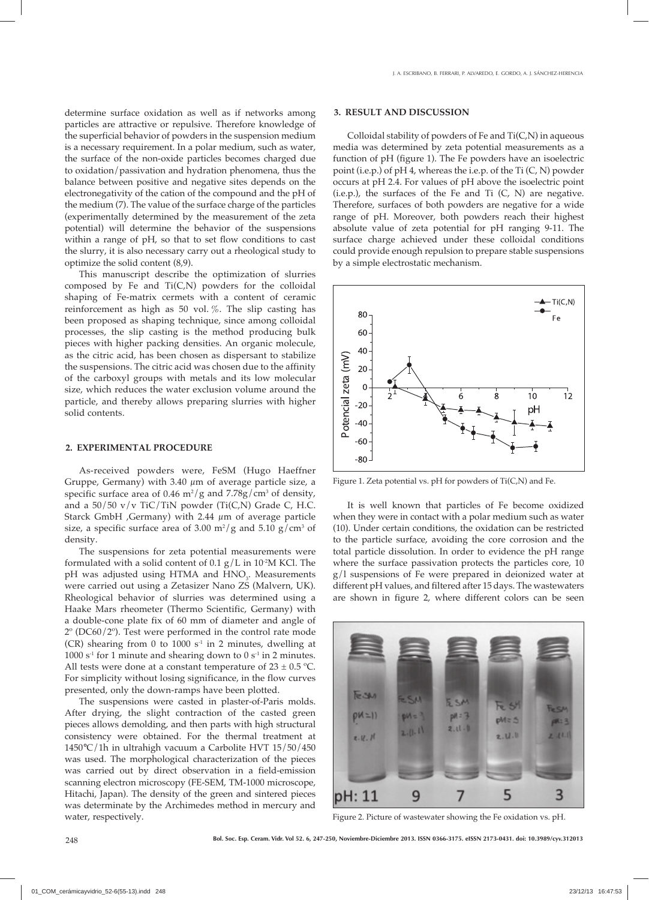determine surface oxidation as well as if networks among particles are attractive or repulsive. Therefore knowledge of the superficial behavior of powders in the suspension medium is a necessary requirement. In a polar medium, such as water, the surface of the non-oxide particles becomes charged due to oxidation/passivation and hydration phenomena, thus the balance between positive and negative sites depends on the electronegativity of the cation of the compound and the pH of the medium (7). The value of the surface charge of the particles (experimentally determined by the measurement of the zeta potential) will determine the behavior of the suspensions within a range of pH, so that to set flow conditions to cast the slurry, it is also necessary carry out a rheological study to optimize the solid content (8,9).

This manuscript describe the optimization of slurries composed by Fe and Ti(C,N) powders for the colloidal shaping of Fe-matrix cermets with a content of ceramic reinforcement as high as 50 vol. %. The slip casting has been proposed as shaping technique, since among colloidal processes, the slip casting is the method producing bulk pieces with higher packing densities. An organic molecule, as the citric acid, has been chosen as dispersant to stabilize the suspensions. The citric acid was chosen due to the affinity of the carboxyl groups with metals and its low molecular size, which reduces the water exclusion volume around the particle, and thereby allows preparing slurries with higher solid contents.

## 2. EXPERIMENTAL PROCEDURE

As-received powders were, FeSM (Hugo Haeffner Gruppe, Germany) with 3.40 $\mu$m of average particle size, a specific surface area of 0.46 $m^2/g$ and 7.78$g/cm^3$ of density, and a 50/50 v/v TiC/TiN powder (Ti(C,N) Grade C, H.C. Starck GmbH ,Germany) with 2.44 $\mu$m of average particle size, a specific surface area of 3.00 $m^2/g$ and 5.10 $g/cm^3$ of density.

The suspensions for zeta potential measurements were formulated with a solid content of 0.1 g/L in $10^{-2}$M KCl. The pH was adjusted using HTMA and $HNO_3$. Measurements were carried out using a Zetasizer Nano ZS (Malvern, UK). Rheological behavior of slurries was determined using a Haake Mars rheometer (Thermo Scientific, Germany) with a double-cone plate fix of 60 mm of diameter and angle of 2º (DC60/2º). Test were performed in the control rate mode (CR) shearing from 0 to 1000 $s^{-1}$ in 2 minutes, dwelling at 1000 $s^{-1}$ for 1 minute and shearing down to 0 $s^{-1}$ in 2 minutes. All tests were done at a constant temperature of 23 ± 0.5 ºC. For simplicity without losing significance, in the flow curves presented, only the down-ramps have been plotted.

The suspensions were casted in plaster-of-Paris molds. After drying, the slight contraction of the casted green pieces allows demolding, and then parts with high structural consistency were obtained. For the thermal treatment at 1450°C/1h in ultrahigh vacuum a Carbolite HVT 15/50/450 was used. The morphological characterization of the pieces was carried out by direct observation in a field-emission scanning electron microscopy (FE-SEM, TM-1000 microscope, Hitachi, Japan). The density of the green and sintered pieces was determinate by the Archimedes method in mercury and water, respectively.

## 3. RESULT AND DISCUSSION

Colloidal stability of powders of Fe and Ti(C,N) in aqueous media was determined by zeta potential measurements as a function of pH (figure 1). The Fe powders have an isoelectric point (i.e.p.) of pH 4, whereas the i.e.p. of the Ti (C, N) powder occurs at pH 2.4. For values of pH above the isoelectric point (i.e.p.), the surfaces of the Fe and Ti (C, N) are negative. Therefore, surfaces of both powders are negative for a wide range of pH. Moreover, both powders reach their highest absolute value of zeta potential for pH ranging 9-11. The surface charge achieved under these colloidal conditions could provide enough repulsion to prepare stable suspensions by a simple electrostatic mechanism.

Figure 1. Zeta potential vs. pH for powders of Ti(C,N) and Fe.

It is well known that particles of Fe become oxidized when they were in contact with a polar medium such as water (10). Under certain conditions, the oxidation can be restricted to the particle surface, avoiding the core corrosion and the total particle dissolution. In order to evidence the pH range where the surface passivation protects the particles core, 10 g/l suspensions of Fe were prepared in deionized water at different pH values, and filtered after 15 days. The wastewaters are shown in figure 2, where different colors can be seen

Figure 2. Picture of wastewater showing the Fe oxidation vs. pH.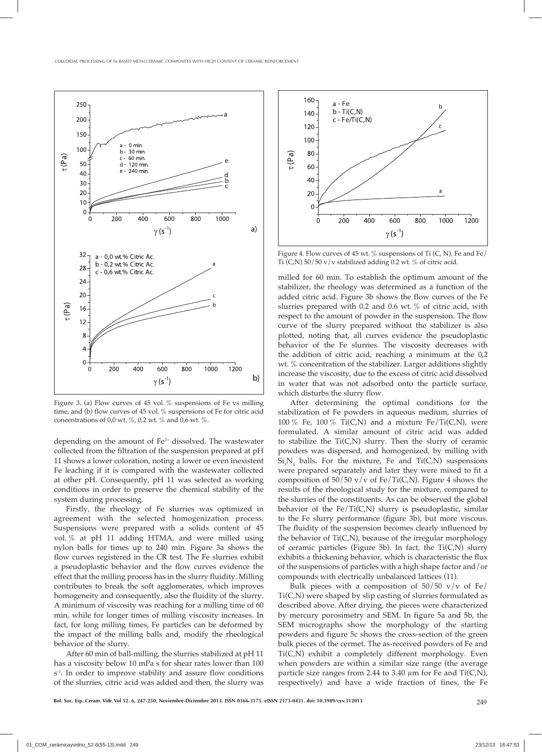Figure 3. (a) Flow curves of 45 vol. % suspensions of Fe vs milling time, and (b) flow curves of 45 vol. % suspensions of Fe for citric acid concentrations of 0,0 wt. %, 0,2 wt. % and 0,6 wt. %.

depending on the amount of $Fe^{3+}$ dissolved. The wastewater collected from the filtration of the suspension prepared at pH 11 shows a lower coloration, noting a lower or even inexistent Fe leaching if it is compared with the wastewater collected at other pH. Consequently, pH 11 was selected as working conditions in order to preserve the chemical stability of the system during processing.

Firstly, the rheology of Fe slurries was optimized in agreement with the selected homogenization process. Suspensions were prepared with a solids content of 45 vol. % at pH 11 adding HTMA, and were milled using nylon balls for times up to 240 min. Figure 3a shows the flow curves registered in the CR test. The Fe slurries exhibit a pseudoplastic behavior and the flow curves evidence the effect that the milling process has in the slurry fluidity. Milling contributes to break the soft agglomerates, which improves homogeneity and consequently, also the fluidity of the slurry. A minimum of viscosity was reaching for a milling time of 60 min, while for longer times of milling viscosity increases. In fact, for long milling times, Fe particles can be deformed by the impact of the milling balls and, modify the rheological behavior of the slurry.

After 60 min of ball-milling, the slurries stabilized at pH 11 has a viscosity below 10 mPa s for shear rates lower than 100 $s^{-1}$. In order to improve stability and assure flow conditions of the slurries, citric acid was added and then, the slurry was milled for 60 min. To establish the optimum amount of the stabilizer, the rheology was determined as a function of the added citric acid. Figure 3b shows the flow curves of the Fe slurries prepared with 0.2 and 0.6 wt. % of citric acid, with respect to the amount of powder in the suspension. The flow curve of the slurry prepared without the stabilizer is also plotted, noting that, all curves evidence the pseudoplastic behavior of the Fe slurries. The viscosity decreases with the addition of citric acid, reaching a minimum at the 0,2 wt. % concentration of the stabilizer. Larger additions slightly increase the viscosity, due to the excess of citric acid dissolved in water that was not adsorbed onto the particle surface, which disturbs the slurry flow.

Figure 4. Flow curves of 45 wt. % suspensions of Ti (C, N), Fe and Fe/Ti (C,N) 50/50 v/v stabilized adding 0.2 wt. % of citric acid.

After determining the optimal conditions for the stabilization of Fe powders in aqueous medium, slurries of 100 % Fe, 100 % Ti(C,N) and a mixture Fe/Ti(C,N), were formulated. A similar amount of citric acid was added to stabilize the Ti(C,N) slurry. Then the slurry of ceramic powders was dispersed, and homogenized, by milling with $Si_3N_4$ balls. For the mixture, Fe and Ti(C,N) suspensions were prepared separately and later they were mixed to fit a composition of 50/50 v/v of Fe/Ti(C,N). Figure 4 shows the results of the rheological study for the mixture, compared to the slurries of the constituents. As can be observed the global behavior of the Fe/Ti(C,N) slurry is pseudoplastic, similar to the Fe slurry performance (figure 3b), but more viscous. The fluidity of the suspension becomes clearly influenced by the behavior of Ti(C,N), because of the irregular morphology of ceramic particles (Figure 5b). In fact, the Ti(C,N) slurry exhibits a thickening behavior, which is characteristic the flux of the suspensions of particles with a high shape factor and/or compounds with electrically unbalanced lattices (11).

Bulk pieces with a composition of 50/50 v/v of Fe/Ti(C,N) were shaped by slip casting of slurries formulated as described above. After drying, the pieces were characterized by mercury porosimetry and SEM. In figure 5a and 5b, the SEM micrographs show the morphology of the starting powders and figure 5c shows the cross-section of the green bulk pieces of the cermet. The as-received powders of Fe and Ti(C,N) exhibit a completely different morphology. Even when powders are within a similar size range (the average particle size ranges from 2.44 to 3.40 $\mu$m for Fe and Ti(C,N), respectively) and have a wide fraction of fines, the Fe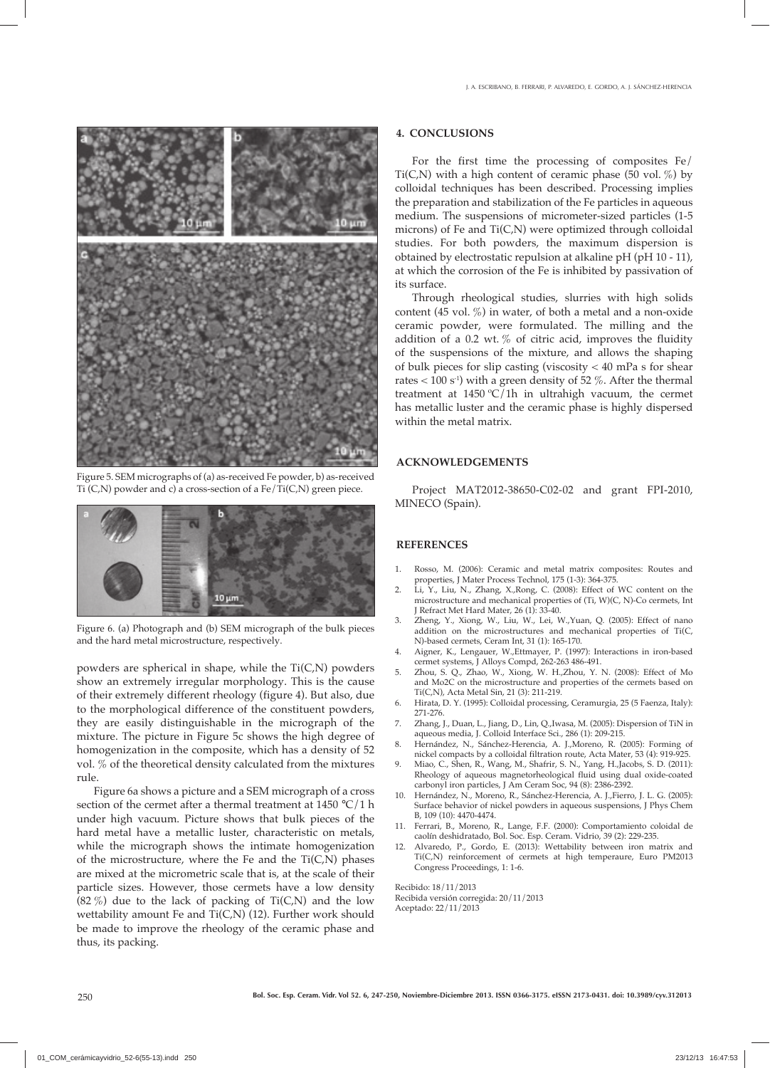Figure 5. SEM micrographs of (a) as-received Fe powder, b) as-received Ti (C,N) powder and c) a cross-section of a Fe/Ti(C,N) green piece.

Figure 6. (a) Photograph and (b) SEM micrograph of the bulk pieces and the hard metal microstructure, respectively.

powders are spherical in shape, while the Ti(C,N) powders show an extremely irregular morphology. This is the cause of their extremely different rheology (figure 4). But also, due to the morphological difference of the constituent powders, they are easily distinguishable in the micrograph of the mixture. The picture in Figure 5c shows the high degree of homogenization in the composite, which has a density of 52 vol. % of the theoretical density calculated from the mixtures rule.

Figure 6a shows a picture and a SEM micrograph of a cross section of the cermet after a thermal treatment at 1450 ℃/1 h under high vacuum. Picture shows that bulk pieces of the hard metal have a metallic luster, characteristic on metals, while the micrograph shows the intimate homogenization of the microstructure, where the Fe and the Ti(C,N) phases are mixed at the micrometric scale that is, at the scale of their particle sizes. However, those cermets have a low density (82 %) due to the lack of packing of Ti(C,N) and the low wettability amount Fe and Ti(C,N) (12). Further work should be made to improve the rheology of the ceramic phase and thus, its packing.

## 4. CONCLUSIONS

For the first time the processing of composites Fe/Ti(C,N) with a high content of ceramic phase (50 vol. %) by colloidal techniques has been described. Processing implies the preparation and stabilization of the Fe particles in aqueous medium. The suspensions of micrometer-sized particles (1-5 microns) of Fe and Ti(C,N) were optimized through colloidal studies. For both powders, the maximum dispersion is obtained by electrostatic repulsion at alkaline pH (pH 10 - 11), at which the corrosion of the Fe is inhibited by passivation of its surface.

Through rheological studies, slurries with high solids content (45 vol. %) in water, of both a metal and a non-oxide ceramic powder, were formulated. The milling and the addition of a 0.2 wt. % of citric acid, improves the fluidity of the suspensions of the mixture, and allows the shaping of bulk pieces for slip casting (viscosity < 40 mPa s for shear rates < 100 $s^{-1}$) with a green density of 52 %. After the thermal treatment at 1450 ºC/1h in ultrahigh vacuum, the cermet has metallic luster and the ceramic phase is highly dispersed within the metal matrix.

## ACKNOWLEDGEMENTS

Project MAT2012-38650-C02-02 and grant FPI-2010, MINECO (Spain).

## REFERENCES

1. Rosso, M. (2006): Ceramic and metal matrix composites: Routes and properties, J Mater Process Technol, 175 (1-3): 364-375.
2. Li, Y., Liu, N., Zhang, X.,Rong, C. (2008): Effect of WC content on the microstructure and mechanical properties of (Ti, W)(C, N)-Co cermets, Int J Refract Met Hard Mater, 26 (1): 33-40.
3. Zheng, Y., Xiong, W., Liu, W., Lei, W.,Yuan, Q. (2005): Effect of nano addition on the microstructures and mechanical properties of Ti(C, N)-based cermets, Ceram Int, 31 (1): 165-170.
4. Aigner, K., Lengauer, W.,Ettmayer, P. (1997): Interactions in iron-based cermet systems, J Alloys Compd, 262-263 486-491.
5. Zhou, S. Q., Zhao, W., Xiong, W. H.,Zhou, Y. N. (2008): Effect of Mo and Mo2C on the microstructure and properties of the cermets based on Ti(C,N), Acta Metal Sin, 21 (3): 211-219.
6. Hirata, D. Y. (1995): Colloidal processing, Ceramurgia, 25 (5 Faenza, Italy): 271-276.
7. Zhang, J., Duan, L., Jiang, D., Lin, Q.,Iwasa, M. (2005): Dispersion of TiN in aqueous media, J. Colloid Interface Sci., 286 (1): 209-215.
8. Hernández, N., Sánchez-Herencia, A. J.,Moreno, R. (2005): Forming of nickel compacts by a colloidal filtration route, Acta Mater, 53 (4): 919-925.
9. Miao, C., Shen, R., Wang, M., Shafrir, S. N., Yang, H.,Jacobs, S. D. (2011): Rheology of aqueous magnetorheological fluid using dual oxide-coated carbonyl iron particles, J Am Ceram Soc, 94 (8): 2386-2392.
10. Hernández, N., Moreno, R., Sánchez-Herencia, A. J.,Fierro, J. L. G. (2005): Surface behavior of nickel powders in aqueous suspensions, J Phys Chem B, 109 (10): 4470-4474.
11. Ferrari, B., Moreno, R., Lange, F.F. (2000): Comportamiento coloidal de caolín deshidratado, Bol. Soc. Esp. Ceram. Vidrio, 39 (2): 229-235.
12. Alvaredo, P., Gordo, E. (2013): Wettability between iron matrix and Ti(C,N) reinforcement of cermets at high temperaure, Euro PM2013 Congress Proceedings, 1: 1-6.

Recibido: 18/11/2013
Recibida versión corregida: 20/11/2013
Aceptado: 22/11/2013